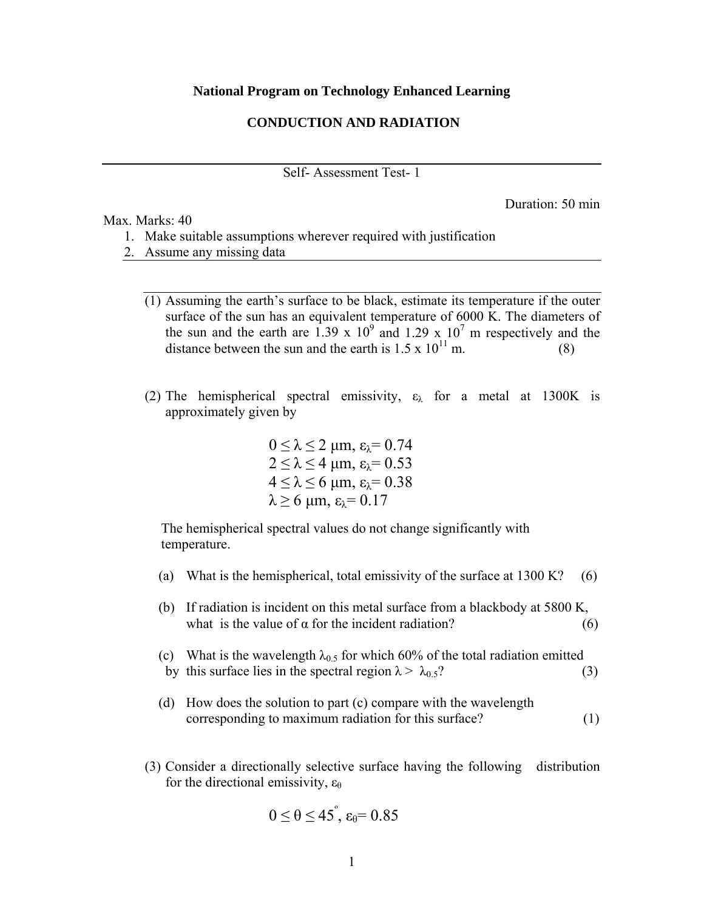**National Program on Technology Enhanced Learning**

**CONDUCTION AND RADIATION**

---

Self- Assessment Test- 1

Duration: 50 min

Max. Marks: 40

1. Make suitable assumptions wherever required with justification
2. Assume any missing data

---

(1) Assuming the earth's surface to be black, estimate its temperature if the outer surface of the sun has an equivalent temperature of 6000 K. The diameters of the sun and the earth are $1.39 \times 10^9$ and $1.29 \times 10^7$ m respectively and the distance between the sun and the earth is $1.5 \times 10^{11}$ m. (8)

(2) The hemispherical spectral emissivity, $\varepsilon_\lambda$ for a metal at 1300K is approximately given by

$$0 \le \lambda \le 2\ \mu\text{m},\ \varepsilon_\lambda = 0.74$$
$$2 \le \lambda \le 4\ \mu\text{m},\ \varepsilon_\lambda = 0.53$$
$$4 \le \lambda \le 6\ \mu\text{m},\ \varepsilon_\lambda = 0.38$$
$$\lambda \ge 6\ \mu\text{m},\ \varepsilon_\lambda = 0.17$$

The hemispherical spectral values do not change significantly with temperature.

(a) What is the hemispherical, total emissivity of the surface at 1300 K? (6)

(b) If radiation is incident on this metal surface from a blackbody at 5800 K, what is the value of $\alpha$ for the incident radiation? (6)

(c) What is the wavelength $\lambda_{0.5}$ for which 60% of the total radiation emitted by this surface lies in the spectral region $\lambda > \lambda_{0.5}$? (3)

(d) How does the solution to part (c) compare with the wavelength corresponding to maximum radiation for this surface? (1)

(3) Consider a directionally selective surface having the following distribution for the directional emissivity, $\varepsilon_\theta$

$$0 \le \theta \le 45^\circ,\ \varepsilon_\theta = 0.85$$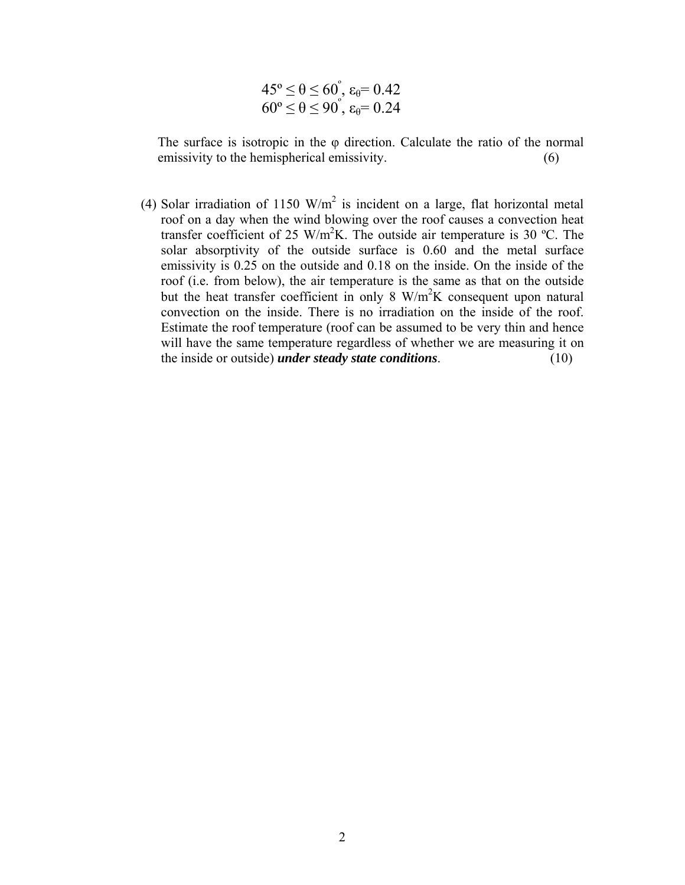$$45^\circ \leq \theta \leq 60^\circ,\ \varepsilon_\theta = 0.42$$
$$60^\circ \leq \theta \leq 90^\circ,\ \varepsilon_\theta = 0.24$$

The surface is isotropic in the $\varphi$ direction. Calculate the ratio of the normal emissivity to the hemispherical emissivity. (6)

(4) Solar irradiation of 1150 $W/m^2$ is incident on a large, flat horizontal metal roof on a day when the wind blowing over the roof causes a convection heat transfer coefficient of 25 $W/m^2K$. The outside air temperature is 30 ºC. The solar absorptivity of the outside surface is 0.60 and the metal surface emissivity is 0.25 on the outside and 0.18 on the inside. On the inside of the roof (i.e. from below), the air temperature is the same as that on the outside but the heat transfer coefficient in only 8 $W/m^2K$ consequent upon natural convection on the inside. There is no irradiation on the inside of the roof. Estimate the roof temperature (roof can be assumed to be very thin and hence will have the same temperature regardless of whether we are measuring it on the inside or outside) ***under steady state conditions***. (10)